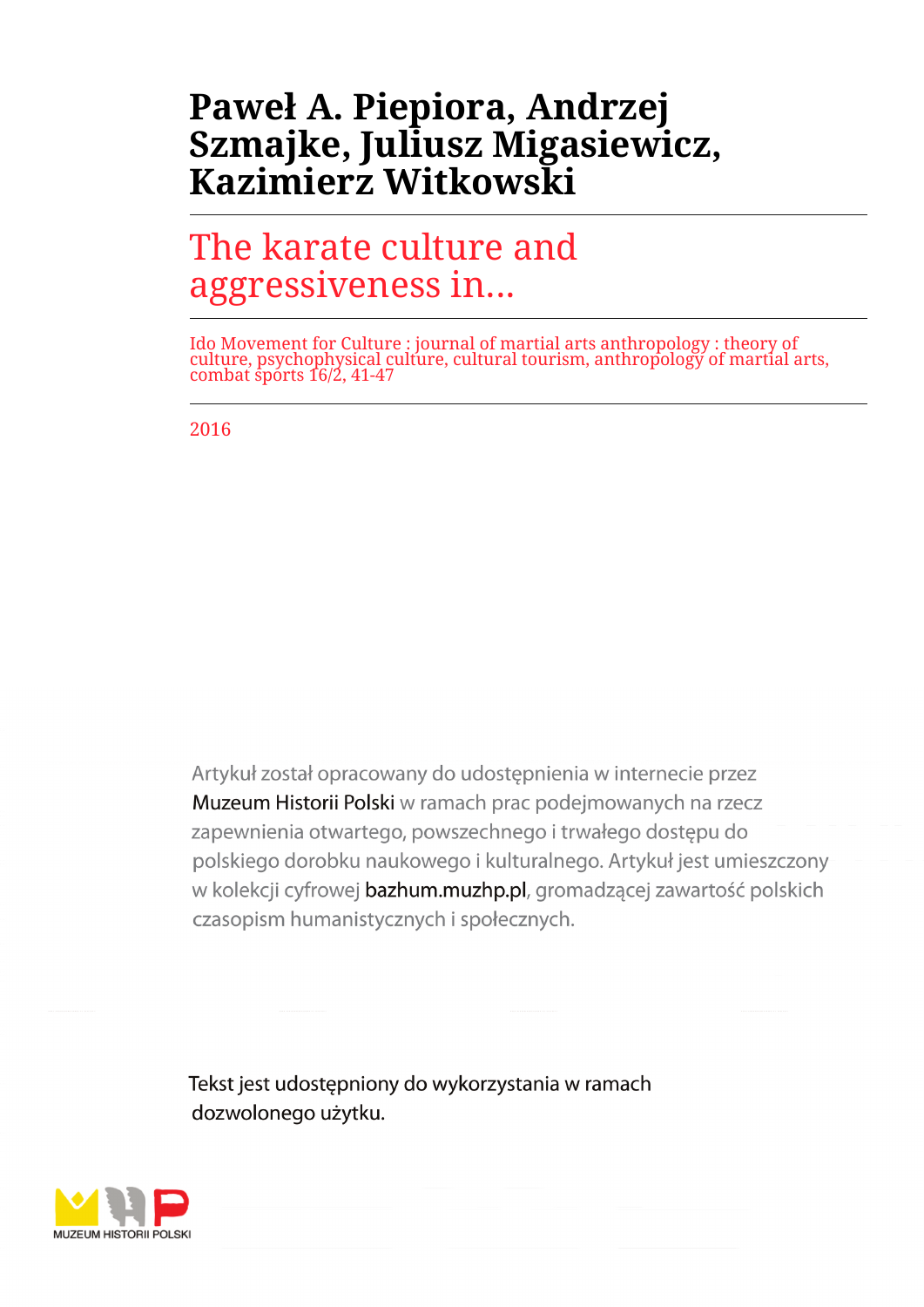# Paweł A. Piepiora, Andrzej Szmajke, Juliusz Migasiewicz, Kazimierz Witkowski

## The karate culture and aggressiveness in...

Ido Movement for Culture : journal of martial arts anthropology : theory of culture, psychophysical culture, cultural tourism, anthropology of martial arts, combat sports 16/2, 41-47

2016

Artykuł został opracowany do udostępnienia w internecie przez Muzeum Historii Polski w ramach prac podejmowanych na rzecz zapewnienia otwartego, powszechnego i trwałego dostępu do polskiego dorobku naukowego i kulturalnego. Artykuł jest umieszczony w kolekcji cyfrowej bazhum.muzhp.pl, gromadzącej zawartość polskich czasopism humanistycznych i społecznych.

Tekst jest udostępniony do wykorzystania w ramach dozwolonego użytku.

MUZEUM HISTORII POLSKI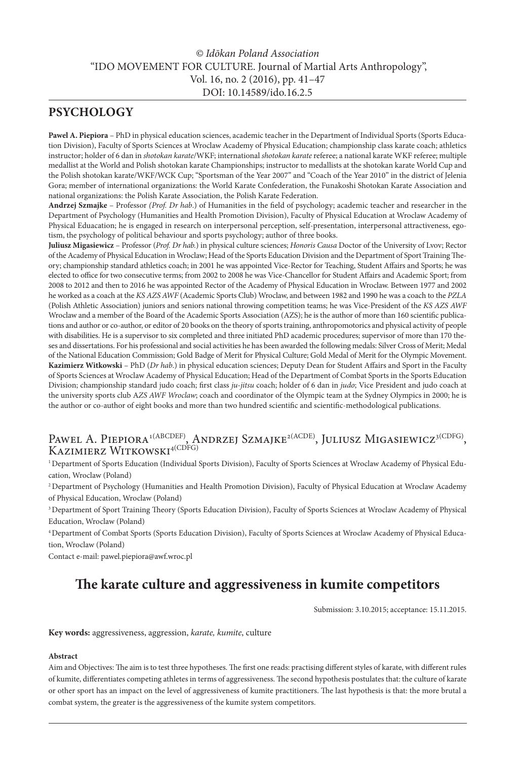© *Idōkan Poland Association*
"IDO MOVEMENT FOR CULTURE. Journal of Martial Arts Anthropology",
Vol. 16, no. 2 (2016), pp. 41–47
DOI: 10.14589/ido.16.2.5

## PSYCHOLOGY

**Pawel A. Piepiora** – PhD in physical education sciences, academic teacher in the Department of Individual Sports (Sports Education Division), Faculty of Sports Sciences at Wroclaw Academy of Physical Education; championship class karate coach; athletics instructor; holder of 6 dan in *shotokan karate*/WKF; international *shotokan karate* referee; a national karate WKF referee; multiple medallist at the World and Polish shotokan karate Championships; instructor to medallists at the shotokan karate World Cup and the Polish shotokan karate/WKF/WCK Cup; "Sportsman of the Year 2007" and "Coach of the Year 2010" in the district of Jelenia Gora; member of international organizations: the World Karate Confederation, the Funakoshi Shotokan Karate Association and national organizations: the Polish Karate Association, the Polish Karate Federation.

**Andrzej Szmajke** – Professor *(Prof. Dr hab.)* of Humanities in the field of psychology; academic teacher and researcher in the Department of Psychology (Humanities and Health Promotion Division), Faculty of Physical Education at Wroclaw Academy of Physical Eduacation; he is engaged in research on interpersonal perception, self-presentation, interpersonal attractiveness, egotism, the psychology of political behaviour and sports psychology; author of three books.

**Juliusz Migasiewicz** – Professor (*Prof. Dr hab.*) in physical culture sciences; *Honoris Causa* Doctor of the University of Lvov; Rector of the Academy of Physical Education in Wroclaw; Head of the Sports Education Division and the Department of Sport Training Theory; championship standard athletics coach; in 2001 he was appointed Vice-Rector for Teaching, Student Affairs and Sports; he was elected to office for two consecutive terms; from 2002 to 2008 he was Vice-Chancellor for Student Affairs and Academic Sport; from 2008 to 2012 and then to 2016 he was appointed Rector of the Academy of Physical Education in Wroclaw. Between 1977 and 2002 he worked as a coach at the *KS AZS AWF* (Academic Sports Club) Wroclaw, and between 1982 and 1990 he was a coach to the *PZLA* (Polish Athletic Association) juniors and seniors national throwing competition teams; he was Vice-President of the *KS AZS AWF* Wroclaw and a member of the Board of the Academic Sports Association (AZS); he is the author of more than 160 scientific publications and author or co-author, or editor of 20 books on the theory of sports training, anthropomotorics and physical activity of people with disabilities. He is a supervisor to six completed and three initiated PhD academic procedures; supervisor of more than 170 theses and dissertations. For his professional and social activities he has been awarded the following medals: Silver Cross of Merit; Medal of the National Education Commission; Gold Badge of Merit for Physical Culture; Gold Medal of Merit for the Olympic Movement.

**Kazimierz Witkowski** – PhD (*Dr hab.*) in physical education sciences; Deputy Dean for Student Affairs and Sport in the Faculty of Sports Sciences at Wroclaw Academy of Physical Education; Head of the Department of Combat Sports in the Sports Education Division; championship standard judo coach; first class *ju-jitsu* coach; holder of 6 dan in *judo*; Vice President and judo coach at the university sports club *AZS AWF Wroclaw*; coach and coordinator of the Olympic team at the Sydney Olympics in 2000; he is the author or co-author of eight books and more than two hundred scientific and scientific-methodological publications.

Pawel A. Piepiora[1(ABCDEF)], Andrzej Szmajke[2(ACDE)], Juliusz Migasiewicz[3(CDFG)], Kazimierz Witkowski[4(CDFG)]

[1] Department of Sports Education (Individual Sports Division), Faculty of Sports Sciences at Wroclaw Academy of Physical Education, Wroclaw (Poland)

[2] Department of Psychology (Humanities and Health Promotion Division), Faculty of Physical Education at Wroclaw Academy of Physical Education, Wroclaw (Poland)

[3] Department of Sport Training Theory (Sports Education Division), Faculty of Sports Sciences at Wroclaw Academy of Physical Education, Wroclaw (Poland)

[4] Department of Combat Sports (Sports Education Division), Faculty of Sports Sciences at Wroclaw Academy of Physical Education, Wroclaw (Poland)

Contact e-mail: pawel.piepiora@awf.wroc.pl

# The karate culture and aggressiveness in kumite competitors

Submission: 3.10.2015; acceptance: 15.11.2015.

**Key words:** aggressiveness, aggression, *karate, kumite*, culture

**Abstract**

Aim and Objectives: The aim is to test three hypotheses. The first one reads: practising different styles of karate, with different rules of kumite, differentiates competing athletes in terms of aggressiveness. The second hypothesis postulates that: the culture of karate or other sport has an impact on the level of aggressiveness of kumite practitioners. The last hypothesis is that: the more brutal a combat system, the greater is the aggressiveness of the kumite system competitors.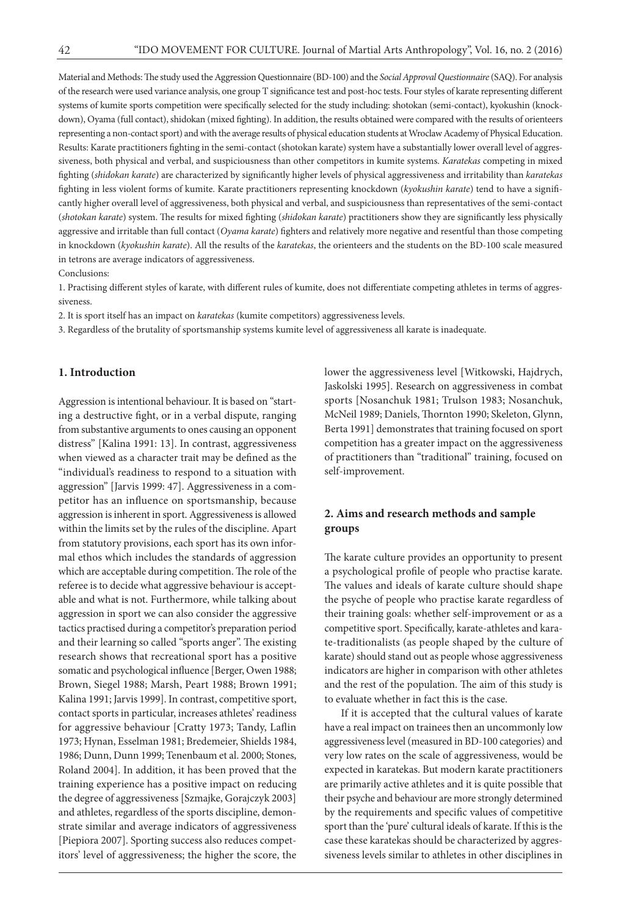Material and Methods: The study used the Aggression Questionnaire (BD-100) and the *Social Approval Questionnaire* (SAQ). For analysis of the research were used variance analysis, one group T significance test and post-hoc tests. Four styles of karate representing different systems of kumite sports competition were specifically selected for the study including: shotokan (semi-contact), kyokushin (knockdown), Oyama (full contact), shidokan (mixed fighting). In addition, the results obtained were compared with the results of orienteers representing a non-contact sport) and with the average results of physical education students at Wroclaw Academy of Physical Education.

Results: Karate practitioners fighting in the semi-contact (shotokan karate) system have a substantially lower overall level of aggressiveness, both physical and verbal, and suspiciousness than other competitors in kumite systems. *Karatekas* competing in mixed fighting (*shidokan karate*) are characterized by significantly higher levels of physical aggressiveness and irritability than *karatekas* fighting in less violent forms of kumite. Karate practitioners representing knockdown (*kyokushin karate*) tend to have a significantly higher overall level of aggressiveness, both physical and verbal, and suspiciousness than representatives of the semi-contact (*shotokan karate*) system. The results for mixed fighting (*shidokan karate*) practitioners show they are significantly less physically aggressive and irritable than full contact (*Oyama karate*) fighters and relatively more negative and resentful than those competing in knockdown (*kyokushin karate*). All the results of the *karatekas*, the orienteers and the students on the BD-100 scale measured in tetrons are average indicators of aggressiveness.

Conclusions:

1. Practising different styles of karate, with different rules of kumite, does not differentiate competing athletes in terms of aggressiveness.
2. It is sport itself has an impact on *karatekas* (kumite competitors) aggressiveness levels.
3. Regardless of the brutality of sportsmanship systems kumite level of aggressiveness all karate is inadequate.

## 1. Introduction

Aggression is intentional behaviour. It is based on "starting a destructive fight, or in a verbal dispute, ranging from substantive arguments to ones causing an opponent distress" [Kalina 1991: 13]. In contrast, aggressiveness when viewed as a character trait may be defined as the "individual's readiness to respond to a situation with aggression" [Jarvis 1999: 47]. Aggressiveness in a competitor has an influence on sportsmanship, because aggression is inherent in sport. Aggressiveness is allowed within the limits set by the rules of the discipline. Apart from statutory provisions, each sport has its own informal ethos which includes the standards of aggression which are acceptable during competition. The role of the referee is to decide what aggressive behaviour is acceptable and what is not. Furthermore, while talking about aggression in sport we can also consider the aggressive tactics practised during a competitor's preparation period and their learning so called "sports anger". The existing research shows that recreational sport has a positive somatic and psychological influence [Berger, Owen 1988; Brown, Siegel 1988; Marsh, Peart 1988; Brown 1991; Kalina 1991; Jarvis 1999]. In contrast, competitive sport, contact sports in particular, increases athletes' readiness for aggressive behaviour [Cratty 1973; Tandy, Laflin 1973; Hynan, Esselman 1981; Bredemeier, Shields 1984, 1986; Dunn, Dunn 1999; Tenenbaum et al. 2000; Stones, Roland 2004]. In addition, it has been proved that the training experience has a positive impact on reducing the degree of aggressiveness [Szmajke, Gorajczyk 2003] and athletes, regardless of the sports discipline, demonstrate similar and average indicators of aggressiveness [Piepiora 2007]. Sporting success also reduces competitors' level of aggressiveness; the higher the score, the lower the aggressiveness level [Witkowski, Hajdrych, Jaskolski 1995]. Research on aggressiveness in combat sports [Nosanchuk 1981; Trulson 1983; Nosanchuk, McNeil 1989; Daniels, Thornton 1990; Skeleton, Glynn, Berta 1991] demonstrates that training focused on sport competition has a greater impact on the aggressiveness of practitioners than "traditional" training, focused on self-improvement.

## 2. Aims and research methods and sample groups

The karate culture provides an opportunity to present a psychological profile of people who practise karate. The values and ideals of karate culture should shape the psyche of people who practise karate regardless of their training goals: whether self-improvement or as a competitive sport. Specifically, karate-athletes and karate-traditionalists (as people shaped by the culture of karate) should stand out as people whose aggressiveness indicators are higher in comparison with other athletes and the rest of the population. The aim of this study is to evaluate whether in fact this is the case.

If it is accepted that the cultural values of karate have a real impact on trainees then an uncommonly low aggressiveness level (measured in BD-100 categories) and very low rates on the scale of aggressiveness, would be expected in karatekas. But modern karate practitioners are primarily active athletes and it is quite possible that their psyche and behaviour are more strongly determined by the requirements and specific values of competitive sport than the 'pure' cultural ideals of karate. If this is the case these karatekas should be characterized by aggressiveness levels similar to athletes in other disciplines in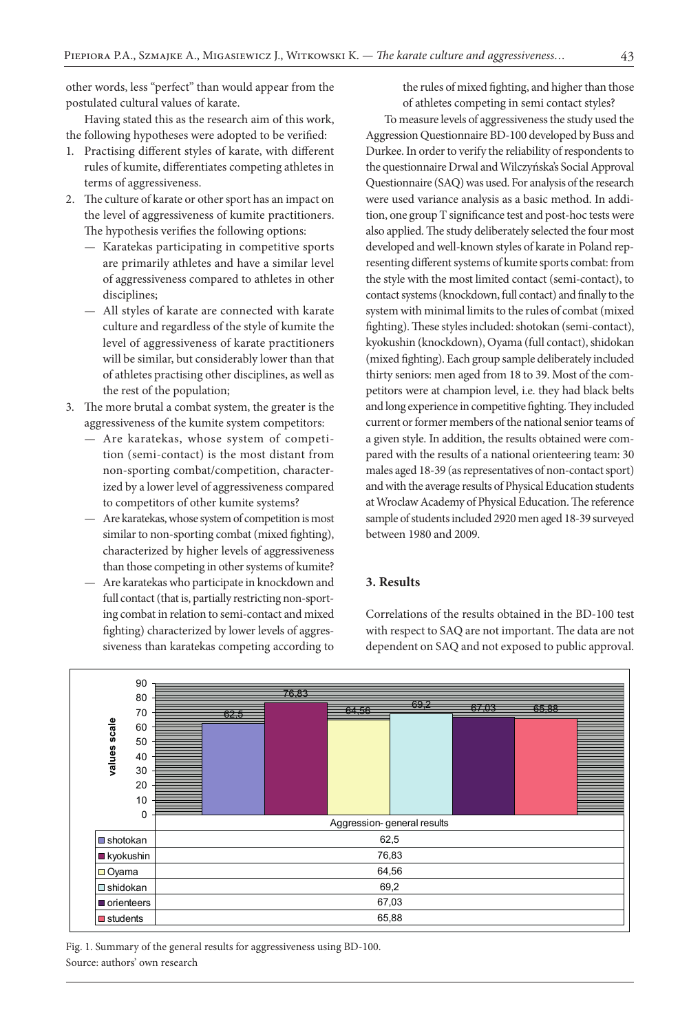other words, less "perfect" than would appear from the postulated cultural values of karate.

Having stated this as the research aim of this work, the following hypotheses were adopted to be verified:

1. Practising different styles of karate, with different rules of kumite, differentiates competing athletes in terms of aggressiveness.
2. The culture of karate or other sport has an impact on the level of aggressiveness of kumite practitioners. The hypothesis verifies the following options:
   - Karatekas participating in competitive sports are primarily athletes and have a similar level of aggressiveness compared to athletes in other disciplines;
   - All styles of karate are connected with karate culture and regardless of the style of kumite the level of aggressiveness of karate practitioners will be similar, but considerably lower than that of athletes practising other disciplines, as well as the rest of the population;
3. The more brutal a combat system, the greater is the aggressiveness of the kumite system competitors:
   - Are karatekas, whose system of competition (semi-contact) is the most distant from non-sporting combat/competition, characterized by a lower level of aggressiveness compared to competitors of other kumite systems?
   - Are karatekas, whose system of competition is most similar to non-sporting combat (mixed fighting), characterized by higher levels of aggressiveness than those competing in other systems of kumite?
   - Are karatekas who participate in knockdown and full contact (that is, partially restricting non-sporting combat in relation to semi-contact and mixed fighting) characterized by lower levels of aggressiveness than karatekas competing according to the rules of mixed fighting, and higher than those of athletes competing in semi contact styles?

To measure levels of aggressiveness the study used the Aggression Questionnaire BD-100 developed by Buss and Durkee. In order to verify the reliability of respondents to the questionnaire Drwal and Wilczyńska's Social Approval Questionnaire (SAQ) was used. For analysis of the research were used variance analysis as a basic method. In addition, one group T significance test and post-hoc tests were also applied. The study deliberately selected the four most developed and well-known styles of karate in Poland representing different systems of kumite sports combat: from the style with the most limited contact (semi-contact), to contact systems (knockdown, full contact) and finally to the system with minimal limits to the rules of combat (mixed fighting). These styles included: shotokan (semi-contact), kyokushin (knockdown), Oyama (full contact), shidokan (mixed fighting). Each group sample deliberately included thirty seniors: men aged from 18 to 39. Most of the competitors were at champion level, i.e. they had black belts and long experience in competitive fighting. They included current or former members of the national senior teams of a given style. In addition, the results obtained were compared with the results of a national orienteering team: 30 males aged 18-39 (as representatives of non-contact sport) and with the average results of Physical Education students at Wroclaw Academy of Physical Education. The reference sample of students included 2920 men aged 18-39 surveyed between 1980 and 2009.

## 3. Results

Correlations of the results obtained in the BD-100 test with respect to SAQ are not important. The data are not dependent on SAQ and not exposed to public approval.

| | Aggression- general results |
|---|---|
| shotokan | 62,5 |
| kyokushin | 76,83 |
| Oyama | 64,56 |
| shidokan | 69,2 |
| orienteers | 67,03 |
| students | 65,88 |

Fig. 1. Summary of the general results for aggressiveness using BD-100.
Source: authors' own research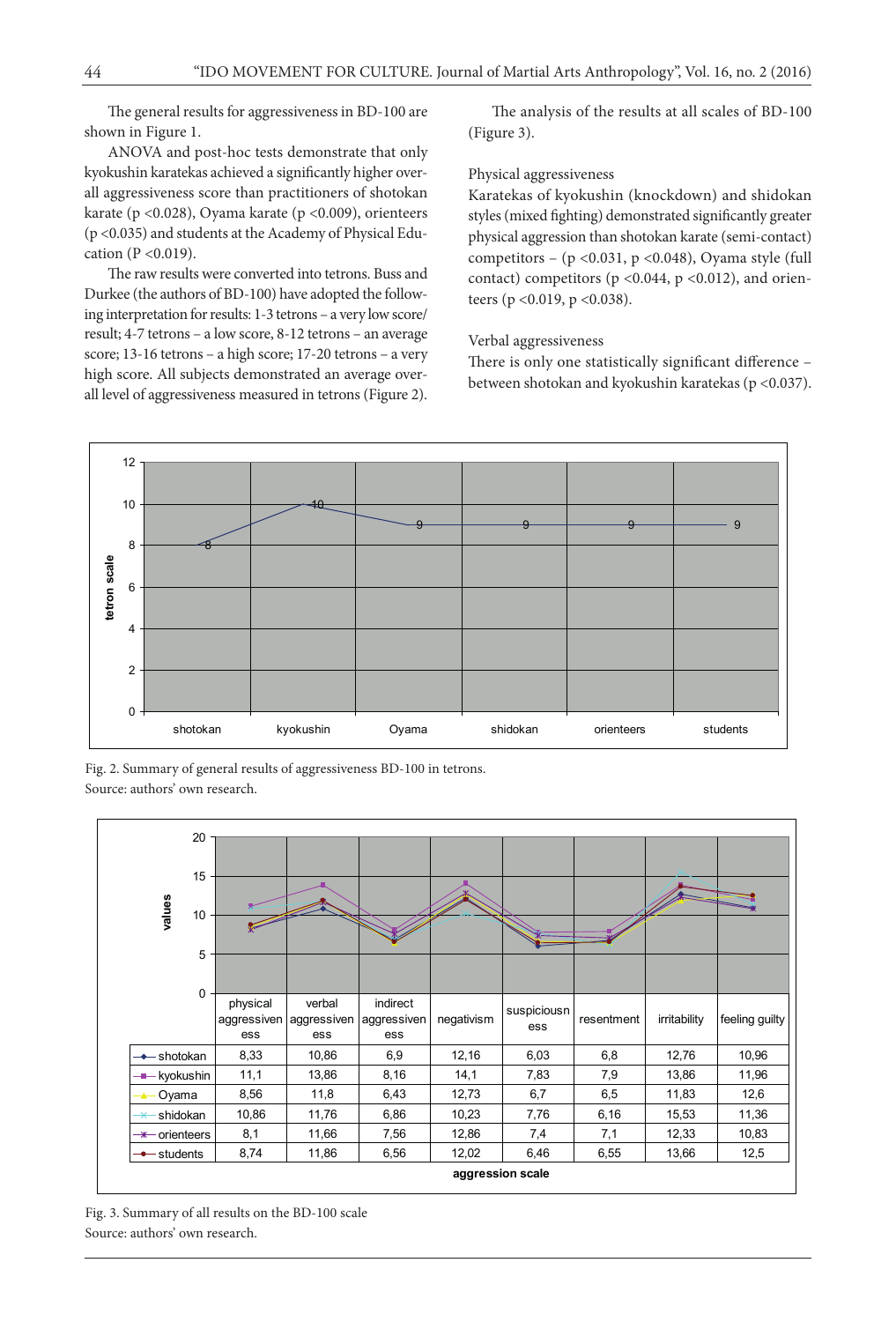The general results for aggressiveness in BD-100 are shown in Figure 1.

ANOVA and post-hoc tests demonstrate that only kyokushin karatekas achieved a significantly higher overall aggressiveness score than practitioners of shotokan karate (p <0.028), Oyama karate (p <0.009), orienteers (p <0.035) and students at the Academy of Physical Education (P <0.019).

The raw results were converted into tetrons. Buss and Durkee (the authors of BD-100) have adopted the following interpretation for results: 1-3 tetrons – a very low score/ result; 4-7 tetrons – a low score, 8-12 tetrons – an average score; 13-16 tetrons – a high score; 17-20 tetrons – a very high score. All subjects demonstrated an average overall level of aggressiveness measured in tetrons (Figure 2).

The analysis of the results at all scales of BD-100 (Figure 3).

Physical aggressiveness

Karatekas of kyokushin (knockdown) and shidokan styles (mixed fighting) demonstrated significantly greater physical aggression than shotokan karate (semi-contact) competitors – (p <0.031, p <0.048), Oyama style (full contact) competitors (p <0.044, p <0.012), and orienteers (p <0.019, p <0.038).

Verbal aggressiveness

There is only one statistically significant difference – between shotokan and kyokushin karatekas (p <0.037).

| | shotokan | kyokushin | Oyama | shidokan | orienteers | students |
|---|---|---|---|---|---|---|
| tetron scale | 8 | 10 | 9 | 9 | 9 | 9 |

Fig. 2. Summary of general results of aggressiveness BD-100 in tetrons.
Source: authors' own research.

| | physical aggressiveness | verbal aggressiveness | indirect aggressiveness | negativism | suspiciousness | resentment | irritability | feeling guilty |
|---|---|---|---|---|---|---|---|---|
| shotokan | 8,33 | 10,86 | 6,9 | 12,16 | 6,03 | 6,8 | 12,76 | 10,96 |
| kyokushin | 11,1 | 13,86 | 8,16 | 14,1 | 7,83 | 7,9 | 13,86 | 11,96 |
| Oyama | 8,56 | 11,8 | 6,43 | 12,73 | 6,7 | 6,5 | 11,83 | 12,6 |
| shidokan | 10,86 | 11,76 | 6,86 | 10,23 | 7,76 | 6,16 | 15,53 | 11,36 |
| orienteers | 8,1 | 11,66 | 7,56 | 12,86 | 7,4 | 7,1 | 12,33 | 10,83 |
| students | 8,74 | 11,86 | 6,56 | 12,02 | 6,46 | 6,55 | 13,66 | 12,5 |

Fig. 3. Summary of all results on the BD-100 scale
Source: authors' own research.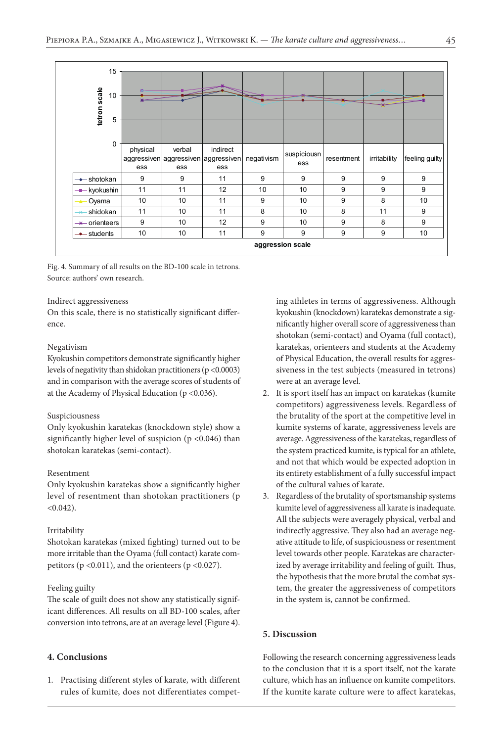| | physical aggressiveness | verbal aggressiveness | indirect aggressiveness | negativism | suspiciousness | resentment | irritability | feeling guilty |
|---|---|---|---|---|---|---|---|---|
| shotokan | 9 | 9 | 11 | 9 | 9 | 9 | 9 | 9 |
| kyokushin | 11 | 11 | 12 | 10 | 10 | 9 | 9 | 9 |
| Oyama | 10 | 10 | 11 | 9 | 10 | 9 | 8 | 10 |
| shidokan | 11 | 10 | 11 | 8 | 10 | 8 | 11 | 9 |
| orienteers | 9 | 10 | 12 | 9 | 10 | 9 | 8 | 9 |
| students | 10 | 10 | 11 | 9 | 9 | 9 | 9 | 10 |

Fig. 4. Summary of all results on the BD-100 scale in tetrons.
Source: authors' own research.

Indirect aggressiveness

On this scale, there is no statistically significant difference.

Negativism

Kyokushin competitors demonstrate significantly higher levels of negativity than shidokan practitioners ($p < 0.0003$) and in comparison with the average scores of students of at the Academy of Physical Education ($p < 0.036$).

Suspiciousness

Only kyokushin karatekas (knockdown style) show a significantly higher level of suspicion ($p < 0.046$) than shotokan karatekas (semi-contact).

Resentment

Only kyokushin karatekas show a significantly higher level of resentment than shotokan practitioners ($p < 0.042$).

Irritability

Shotokan karatekas (mixed fighting) turned out to be more irritable than the Oyama (full contact) karate competitors ($p < 0.011$), and the orienteers ($p < 0.027$).

Feeling guilty

The scale of guilt does not show any statistically significant differences. All results on all BD-100 scales, after conversion into tetrons, are at an average level (Figure 4).

## 4. Conclusions

1. Practising different styles of karate, with different rules of kumite, does not differentiates competing athletes in terms of aggressiveness. Although kyokushin (knockdown) karatekas demonstrate a significantly higher overall score of aggressiveness than shotokan (semi-contact) and Oyama (full contact), karatekas, orienteers and students at the Academy of Physical Education, the overall results for aggressiveness in the test subjects (measured in tetrons) were at an average level.
2. It is sport itself has an impact on karatekas (kumite competitors) aggressiveness levels. Regardless of the brutality of the sport at the competitive level in kumite systems of karate, aggressiveness levels are average. Aggressiveness of the karatekas, regardless of the system practiced kumite, is typical for an athlete, and not that which would be expected adoption in its entirety establishment of a fully successful impact of the cultural values of karate.
3. Regardless of the brutality of sportsmanship systems kumite level of aggressiveness all karate is inadequate. All the subjects were averagely physical, verbal and indirectly aggressive. They also had an average negative attitude to life, of suspiciousness or resentment level towards other people. Karatekas are characterized by average irritability and feeling of guilt. Thus, the hypothesis that the more brutal the combat system, the greater the aggressiveness of competitors in the system is, cannot be confirmed.

## 5. Discussion

Following the research concerning aggressiveness leads to the conclusion that it is a sport itself, not the karate culture, which has an influence on kumite competitors. If the kumite karate culture were to affect karatekas,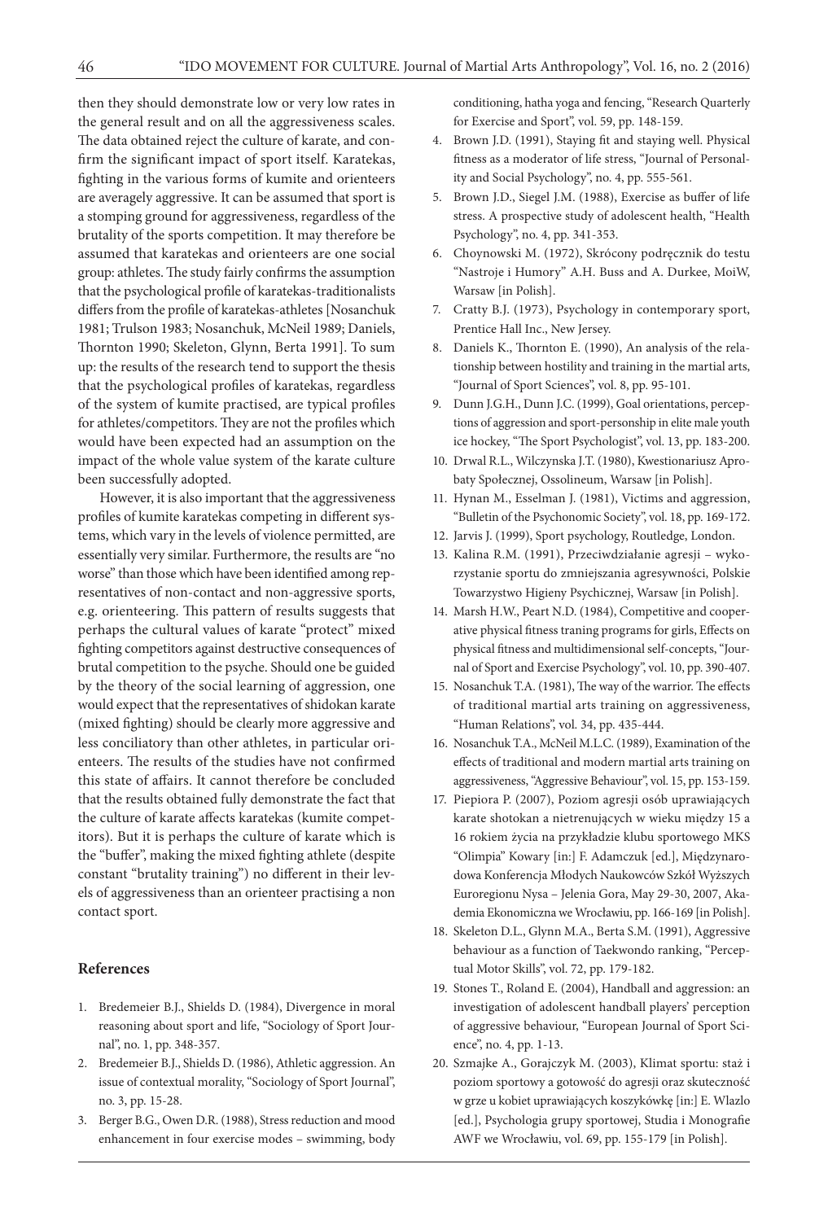then they should demonstrate low or very low rates in the general result and on all the aggressiveness scales. The data obtained reject the culture of karate, and confirm the significant impact of sport itself. Karatekas, fighting in the various forms of kumite and orienteers are averagely aggressive. It can be assumed that sport is a stomping ground for aggressiveness, regardless of the brutality of the sports competition. It may therefore be assumed that karatekas and orienteers are one social group: athletes. The study fairly confirms the assumption that the psychological profile of karatekas-traditionalists differs from the profile of karatekas-athletes [Nosanchuk 1981; Trulson 1983; Nosanchuk, McNeil 1989; Daniels, Thornton 1990; Skeleton, Glynn, Berta 1991]. To sum up: the results of the research tend to support the thesis that the psychological profiles of karatekas, regardless of the system of kumite practised, are typical profiles for athletes/competitors. They are not the profiles which would have been expected had an assumption on the impact of the whole value system of the karate culture been successfully adopted.

However, it is also important that the aggressiveness profiles of kumite karatekas competing in different systems, which vary in the levels of violence permitted, are essentially very similar. Furthermore, the results are "no worse" than those which have been identified among representatives of non-contact and non-aggressive sports, e.g. orienteering. This pattern of results suggests that perhaps the cultural values of karate "protect" mixed fighting competitors against destructive consequences of brutal competition to the psyche. Should one be guided by the theory of the social learning of aggression, one would expect that the representatives of shidokan karate (mixed fighting) should be clearly more aggressive and less conciliatory than other athletes, in particular orienteers. The results of the studies have not confirmed this state of affairs. It cannot therefore be concluded that the results obtained fully demonstrate the fact that the culture of karate affects karatekas (kumite competitors). But it is perhaps the culture of karate which is the "buffer", making the mixed fighting athlete (despite constant "brutality training") no different in their levels of aggressiveness than an orienteer practising a non contact sport.

## References

1. Bredemeier B.J., Shields D. (1984), Divergence in moral reasoning about sport and life, "Sociology of Sport Journal", no. 1, pp. 348-357.
2. Bredemeier B.J., Shields D. (1986), Athletic aggression. An issue of contextual morality, "Sociology of Sport Journal", no. 3, pp. 15-28.
3. Berger B.G., Owen D.R. (1988), Stress reduction and mood enhancement in four exercise modes – swimming, body conditioning, hatha yoga and fencing, "Research Quarterly for Exercise and Sport", vol. 59, pp. 148-159.
4. Brown J.D. (1991), Staying fit and staying well. Physical fitness as a moderator of life stress, "Journal of Personality and Social Psychology", no. 4, pp. 555-561.
5. Brown J.D., Siegel J.M. (1988), Exercise as buffer of life stress. A prospective study of adolescent health, "Health Psychology", no. 4, pp. 341-353.
6. Choynowski M. (1972), Skrócony podręcznik do testu "Nastroje i Humory" A.H. Buss and A. Durkee, MoiW, Warsaw [in Polish].
7. Cratty B.J. (1973), Psychology in contemporary sport, Prentice Hall Inc., New Jersey.
8. Daniels K., Thornton E. (1990), An analysis of the relationship between hostility and training in the martial arts, "Journal of Sport Sciences", vol. 8, pp. 95-101.
9. Dunn J.G.H., Dunn J.C. (1999), Goal orientations, perceptions of aggression and sport-personship in elite male youth ice hockey, "The Sport Psychologist", vol. 13, pp. 183-200.
10. Drwal R.L., Wilczynska J.T. (1980), Kwestionariusz Aprobaty Społecznej, Ossolineum, Warsaw [in Polish].
11. Hynan M., Esselman J. (1981), Victims and aggression, "Bulletin of the Psychonomic Society", vol. 18, pp. 169-172.
12. Jarvis J. (1999), Sport psychology, Routledge, London.
13. Kalina R.M. (1991), Przeciwdziałanie agresji – wykorzystanie sportu do zmniejszania agresywności, Polskie Towarzystwo Higieny Psychicznej, Warsaw [in Polish].
14. Marsh H.W., Peart N.D. (1984), Competitive and cooperative physical fitness traning programs for girls, Effects on physical fitness and multidimensional self-concepts, "Journal of Sport and Exercise Psychology", vol. 10, pp. 390-407.
15. Nosanchuk T.A. (1981), The way of the warrior. The effects of traditional martial arts training on aggressiveness, "Human Relations", vol. 34, pp. 435-444.
16. Nosanchuk T.A., McNeil M.L.C. (1989), Examination of the effects of traditional and modern martial arts training on aggressiveness, "Aggressive Behaviour", vol. 15, pp. 153-159.
17. Piepiora P. (2007), Poziom agresji osób uprawiających karate shotokan a nietrenujących w wieku między 15 a 16 rokiem życia na przykładzie klubu sportowego MKS "Olimpia" Kowary [in:] F. Adamczuk [ed.], Międzynarodowa Konferencja Młodych Naukowców Szkół Wyższych Euroregionu Nysa – Jelenia Gora, May 29-30, 2007, Akademia Ekonomiczna we Wrocławiu, pp. 166-169 [in Polish].
18. Skeleton D.L., Glynn M.A., Berta S.M. (1991), Aggressive behaviour as a function of Taekwondo ranking, "Perceptual Motor Skills", vol. 72, pp. 179-182.
19. Stones T., Roland E. (2004), Handball and aggression: an investigation of adolescent handball players' perception of aggressive behaviour, "European Journal of Sport Science", no. 4, pp. 1-13.
20. Szmajke A., Gorajczyk M. (2003), Klimat sportu: staż i poziom sportowy a gotowość do agresji oraz skuteczność w grze u kobiet uprawiających koszykówkę [in:] E. Wlazlo [ed.], Psychologia grupy sportowej, Studia i Monografie AWF we Wrocławiu, vol. 69, pp. 155-179 [in Polish].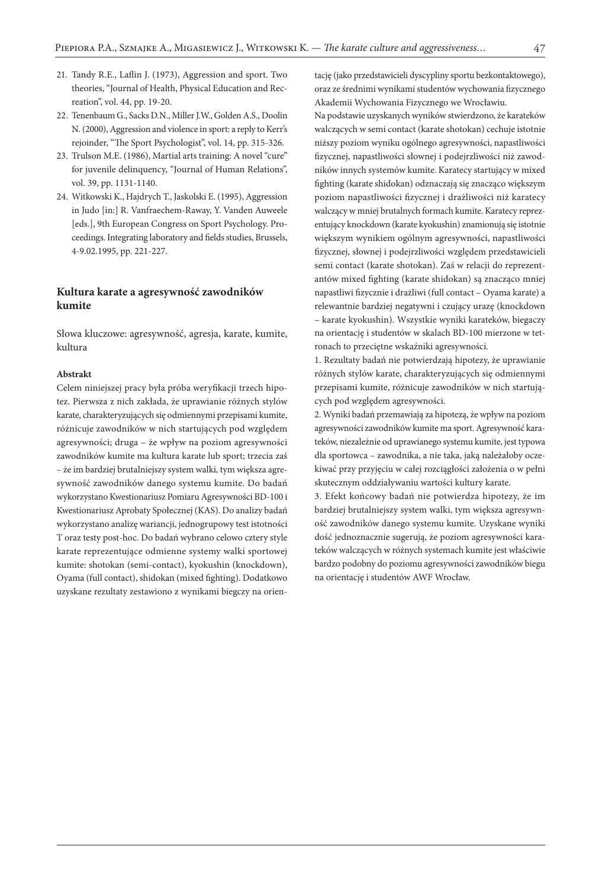21. Tandy R.E., Laflin J. (1973), Aggression and sport. Two theories, "Journal of Health, Physical Education and Recreation", vol. 44, pp. 19-20.
22. Tenenbaum G., Sacks D.N., Miller J.W., Golden A.S., Doolin N. (2000), Aggression and violence in sport: a reply to Kerr's rejoinder, "The Sport Psychologist", vol. 14, pp. 315-326.
23. Trulson M.E. (1986), Martial arts training: A novel "cure" for juvenile delinquency, "Journal of Human Relations", vol. 39, pp. 1131-1140.
24. Witkowski K., Hajdrych T., Jaskolski E. (1995), Aggression in Judo [in:] R. Vanfraechem-Raway, Y. Vanden Auweele [eds.], 9th European Congress on Sport Psychology. Proceedings. Integrating laboratory and fields studies, Brussels, 4-9.02.1995, pp. 221-227.

## Kultura karate a agresywność zawodników kumite

Słowa kluczowe: agresywność, agresja, karate, kumite, kultura

### Abstrakt

Celem niniejszej pracy była próba weryfikacji trzech hipotez. Pierwsza z nich zakłada, że uprawianie różnych stylów karate, charakteryzujących się odmiennymi przepisami kumite, różnicuje zawodników w nich startujących pod względem agresywności; druga – że wpływ na poziom agresywności zawodników kumite ma kultura karate lub sport; trzecia zaś – że im bardziej brutalniejszy system walki, tym większa agresywność zawodników danego systemu kumite. Do badań wykorzystano Kwestionariusz Pomiaru Agresywności BD-100 i Kwestionariusz Aprobaty Społecznej (KAS). Do analizy badań wykorzystano analizę wariancji, jednogrupowy test istotności T oraz testy post-hoc. Do badań wybrano celowo cztery style karate reprezentujące odmienne systemy walki sportowej kumite: shotokan (semi-contact), kyokushin (knockdown), Oyama (full contact), shidokan (mixed fighting). Dodatkowo uzyskane rezultaty zestawiono z wynikami biegczy na orientację (jako przedstawicieli dyscypliny sportu bezkontaktowego), oraz ze średnimi wynikami studentów wychowania fizycznego Akademii Wychowania Fizycznego we Wrocławiu.

Na podstawie uzyskanych wyników stwierdzono, że karateków walczących w semi contact (karate shotokan) cechuje istotnie niższy poziom wyniku ogólnego agresywności, napastliwości fizycznej, napastliwości słownej i podejrzliwości niż zawodników innych systemów kumite. Karatecy startujący w mixed fighting (karate shidokan) odznaczają się znacząco większym poziom napastliwości fizycznej i drażliwości niż karatecy walczący w mniej brutalnych formach kumite. Karatecy reprezentujący knockdown (karate kyokushin) znamionują się istotnie większym wynikiem ogólnym agresywności, napastliwości fizycznej, słownej i podejrzliwości względem przedstawicieli semi contact (karate shotokan). Zaś w relacji do reprezentantów mixed fighting (karate shidokan) są znacząco mniej napastliwi fizycznie i drażliwi (full contact – Oyama karate) a relewantnie bardziej negatywni i czujący urazę (knockdown – karate kyokushin). Wszystkie wyniki karateków, biegaczy na orientację i studentów w skalach BD-100 mierzone w tetronach to przeciętne wskaźniki agresywności.

1. Rezultaty badań nie potwierdzają hipotezy, że uprawianie różnych stylów karate, charakteryzujących się odmiennymi przepisami kumite, różnicuje zawodników w nich startujących pod względem agresywności.
2. Wyniki badań przemawiają za hipotezą, że wpływ na poziom agresywności zawodników kumite ma sport. Agresywność karateków, niezależnie od uprawianego systemu kumite, jest typowa dla sportowca – zawodnika, a nie taka, jaką należałoby oczekiwać przy przyjęciu w całej rozciągłości założenia o w pełni skutecznym oddziaływaniu wartości kultury karate.
3. Efekt końcowy badań nie potwierdza hipotezy, że im bardziej brutalniejszy system walki, tym większa agresywność zawodników danego systemu kumite. Uzyskane wyniki dość jednoznacznie sugerują, że poziom agresywności karateków walczących w różnych systemach kumite jest właściwie bardzo podobny do poziomu agresywności zawodników biegu na orientację i studentów AWF Wrocław.